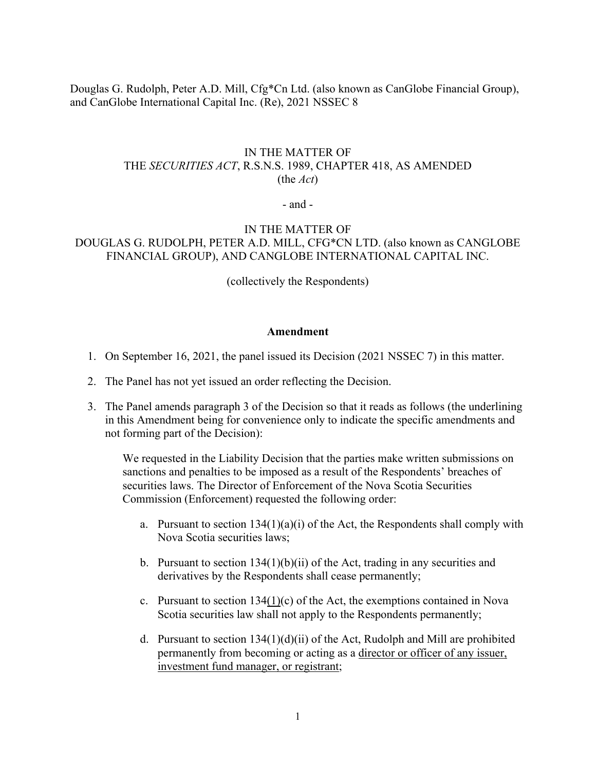Douglas G. Rudolph, Peter A.D. Mill, Cfg*Cn Ltd. (also known as CanGlobe Financial Group), and CanGlobe International Capital Inc. (Re), 2021 NSSEC 8

IN THE MATTER OF
THE *SECURITIES ACT*, R.S.N.S. 1989, CHAPTER 418, AS AMENDED
(the *Act*)

- and -

IN THE MATTER OF
DOUGLAS G. RUDOLPH, PETER A.D. MILL, CFG*CN LTD. (also known as CANGLOBE FINANCIAL GROUP), AND CANGLOBE INTERNATIONAL CAPITAL INC.

(collectively the Respondents)

**Amendment**

1. On September 16, 2021, the panel issued its Decision (2021 NSSEC 7) in this matter.

2. The Panel has not yet issued an order reflecting the Decision.

3. The Panel amends paragraph 3 of the Decision so that it reads as follows (the underlining in this Amendment being for convenience only to indicate the specific amendments and not forming part of the Decision):

   We requested in the Liability Decision that the parties make written submissions on sanctions and penalties to be imposed as a result of the Respondents' breaches of securities laws. The Director of Enforcement of the Nova Scotia Securities Commission (Enforcement) requested the following order:

   a. Pursuant to section 134(1)(a)(i) of the Act, the Respondents shall comply with Nova Scotia securities laws;

   b. Pursuant to section 134(1)(b)(ii) of the Act, trading in any securities and derivatives by the Respondents shall cease permanently;

   c. Pursuant to section 134<u>(1)</u>(c) of the Act, the exemptions contained in Nova Scotia securities law shall not apply to the Respondents permanently;

   d. Pursuant to section 134(1)(d)(ii) of the Act, Rudolph and Mill are prohibited permanently from becoming or acting as a <u>director or officer of any issuer, investment fund manager, or registrant</u>;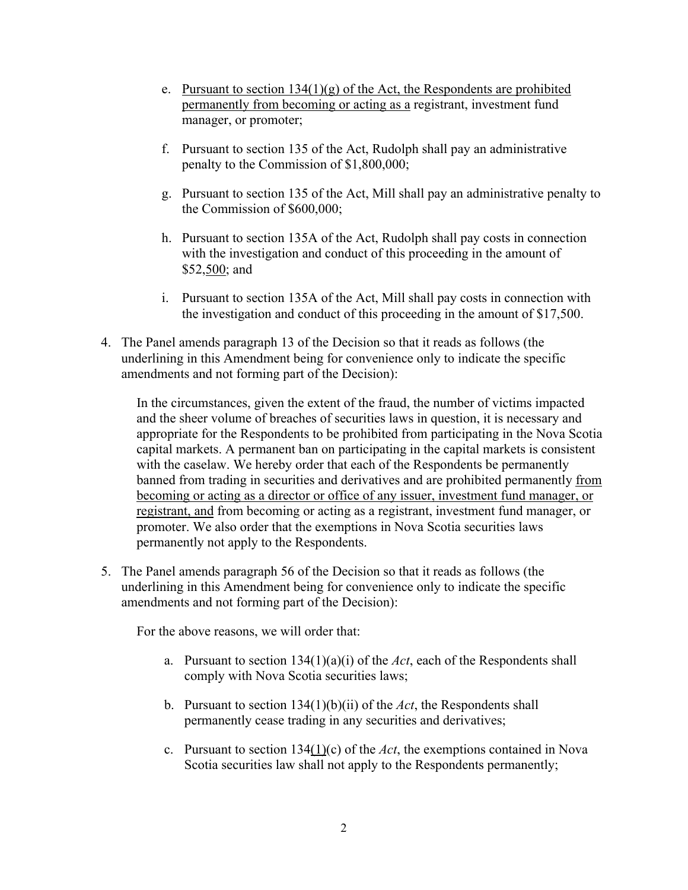e. <u>Pursuant to section 134(1)(g) of the Act, the Respondents are prohibited permanently from becoming or acting as a</u> registrant, investment fund manager, or promoter;

f. Pursuant to section 135 of the Act, Rudolph shall pay an administrative penalty to the Commission of $1,800,000;

g. Pursuant to section 135 of the Act, Mill shall pay an administrative penalty to the Commission of $600,000;

h. Pursuant to section 135A of the Act, Rudolph shall pay costs in connection with the investigation and conduct of this proceeding in the amount of $52,<u>500</u>; and

i. Pursuant to section 135A of the Act, Mill shall pay costs in connection with the investigation and conduct of this proceeding in the amount of $17,500.

4. The Panel amends paragraph 13 of the Decision so that it reads as follows (the underlining in this Amendment being for convenience only to indicate the specific amendments and not forming part of the Decision):

   In the circumstances, given the extent of the fraud, the number of victims impacted and the sheer volume of breaches of securities laws in question, it is necessary and appropriate for the Respondents to be prohibited from participating in the Nova Scotia capital markets. A permanent ban on participating in the capital markets is consistent with the caselaw. We hereby order that each of the Respondents be permanently banned from trading in securities and derivatives and are prohibited permanently <u>from becoming or acting as a director or office of any issuer, investment fund manager, or registrant, and</u> from becoming or acting as a registrant, investment fund manager, or promoter. We also order that the exemptions in Nova Scotia securities laws permanently not apply to the Respondents.

5. The Panel amends paragraph 56 of the Decision so that it reads as follows (the underlining in this Amendment being for convenience only to indicate the specific amendments and not forming part of the Decision):

   For the above reasons, we will order that:

   a. Pursuant to section 134(1)(a)(i) of the *Act*, each of the Respondents shall comply with Nova Scotia securities laws;

   b. Pursuant to section 134(1)(b)(ii) of the *Act*, the Respondents shall permanently cease trading in any securities and derivatives;

   c. Pursuant to section 134<u>(1)</u>(c) of the *Act*, the exemptions contained in Nova Scotia securities law shall not apply to the Respondents permanently;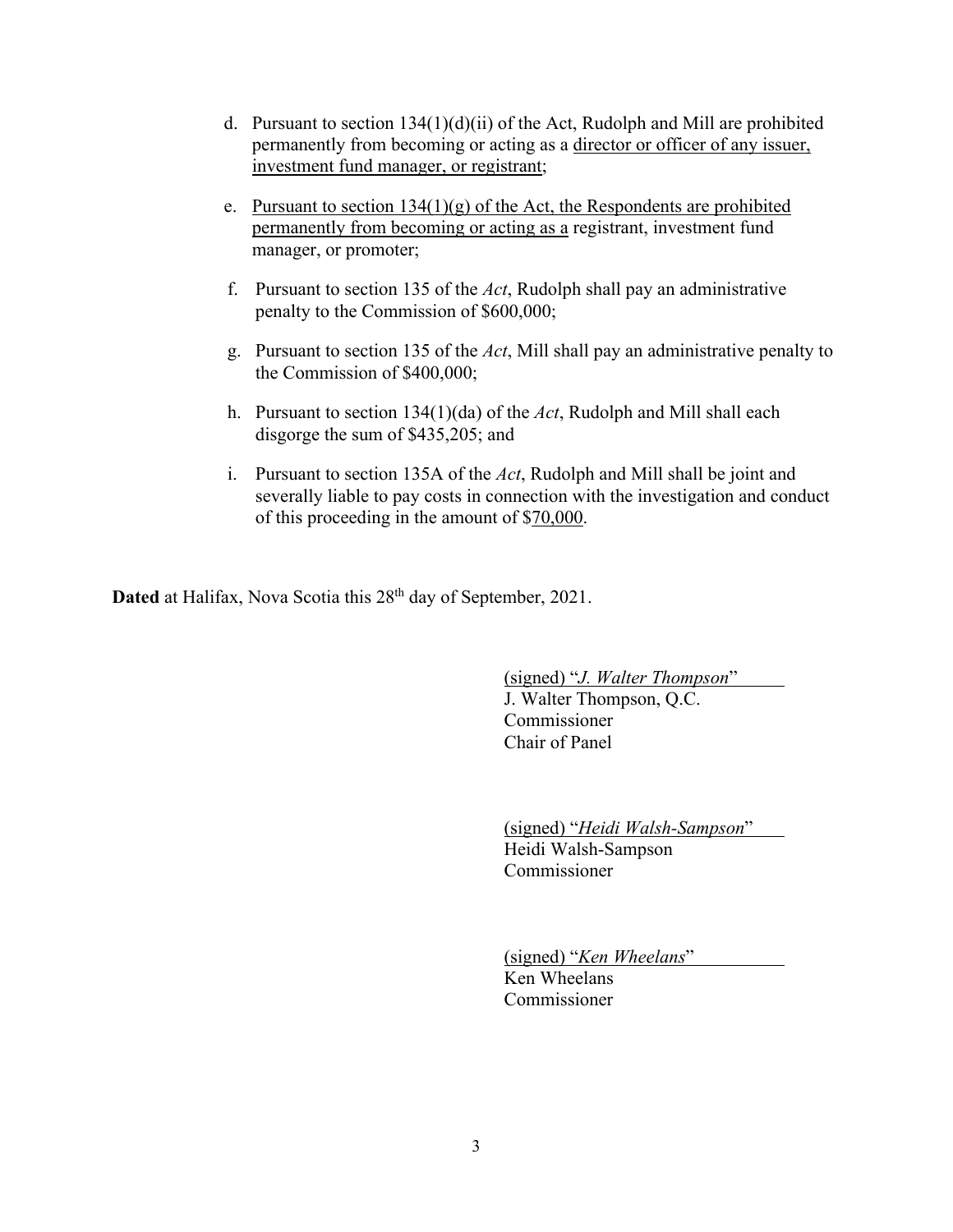d. Pursuant to section 134(1)(d)(ii) of the Act, Rudolph and Mill are prohibited permanently from becoming or acting as a <u>director or officer of any issuer, investment fund manager, or registrant</u>;

e. <u>Pursuant to section 134(1)(g) of the Act, the Respondents are prohibited permanently from becoming or acting as a</u> registrant, investment fund manager, or promoter;

f. Pursuant to section 135 of the *Act*, Rudolph shall pay an administrative penalty to the Commission of $600,000;

g. Pursuant to section 135 of the *Act*, Mill shall pay an administrative penalty to the Commission of $400,000;

h. Pursuant to section 134(1)(da) of the *Act*, Rudolph and Mill shall each disgorge the sum of $435,205; and

i. Pursuant to section 135A of the *Act*, Rudolph and Mill shall be joint and severally liable to pay costs in connection with the investigation and conduct of this proceeding in the amount of $<u>70,000</u>.

**Dated** at Halifax, Nova Scotia this 28th day of September, 2021.

(signed) "*J. Walter Thompson*"
J. Walter Thompson, Q.C.
Commissioner
Chair of Panel

(signed) "*Heidi Walsh-Sampson*"
Heidi Walsh-Sampson
Commissioner

(signed) "*Ken Wheelans*"
Ken Wheelans
Commissioner